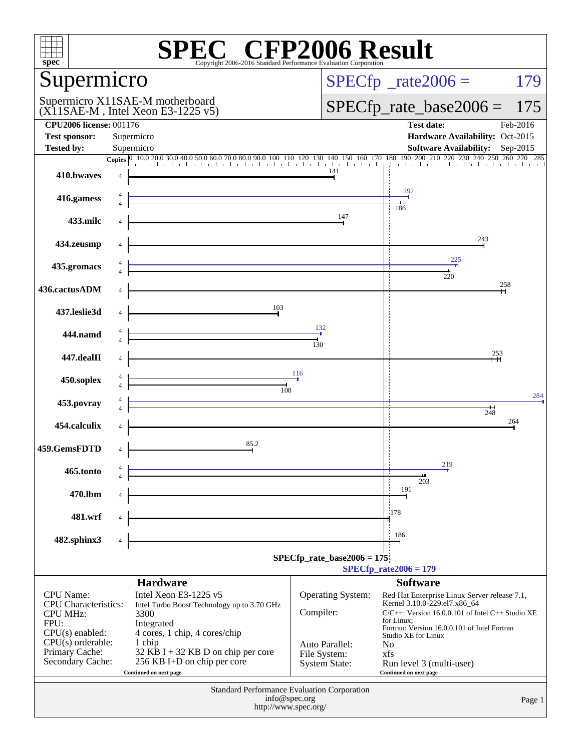# SPEC CFP2006 Result

Copyright 2006-2016 Standard Performance Evaluation Corporation

## Supermicro

Supermicro X11SAE-M motherboard
(X11SAE-M , Intel Xeon E3-1225 v5)

SPECfp_rate2006 = 179

SPECfp_rate_base2006 = 175

| | | | |
|---|---|---|---|
| **CPU2006 license:** 001176 | | **Test date:** | Feb-2016 |
| **Test sponsor:** | Supermicro | **Hardware Availability:** | Oct-2015 |
| **Tested by:** | Supermicro | **Software Availability:** | Sep-2015 |

| Benchmark | Copies | Peak | Base |
|---|---|---|---|
| 410.bwaves | 4 | | 141 |
| 416.gamess | 4 / 4 | 192 | 186 |
| 433.milc | 4 | | 147 |
| 434.zeusmp | 4 | | 243 |
| 435.gromacs | 4 / 4 | 225 | 220 |
| 436.cactusADM | 4 | | 258 |
| 437.leslie3d | 4 | | 103 |
| 444.namd | 4 / 4 | 132 | 130 |
| 447.dealII | 4 | | 253 |
| 450.soplex | 4 / 4 | 116 | 108 |
| 453.povray | 4 / 4 | 284 | 248 |
| 454.calculix | 4 | | 264 |
| 459.GemsFDTD | 4 | | 85.2 |
| 465.tonto | 4 / 4 | 219 | 203 |
| 470.lbm | 4 | | 191 |
| 481.wrf | 4 | | 178 |
| 482.sphinx3 | 4 | | 186 |

SPECfp_rate_base2006 = 175

SPECfp_rate2006 = 179

### Hardware

| | |
|---|---|
| CPU Name: | Intel Xeon E3-1225 v5 |
| CPU Characteristics: | Intel Turbo Boost Technology up to 3.70 GHz |
| CPU MHz: | 3300 |
| FPU: | Integrated |
| CPU(s) enabled: | 4 cores, 1 chip, 4 cores/chip |
| CPU(s) orderable: | 1 chip |
| Primary Cache: | 32 KB I + 32 KB D on chip per core |
| Secondary Cache: | 256 KB I+D on chip per core |

Continued on next page

### Software

| | |
|---|---|
| Operating System: | Red Hat Enterprise Linux Server release 7.1, Kernel 3.10.0-229.el7.x86_64 |
| Compiler: | C/C++: Version 16.0.0.101 of Intel C++ Studio XE for Linux; Fortran: Version 16.0.0.101 of Intel Fortran Studio XE for Linux |
| Auto Parallel: | No |
| File System: | xfs |
| System State: | Run level 3 (multi-user) |

Continued on next page

Standard Performance Evaluation Corporation
info@spec.org
http://www.spec.org/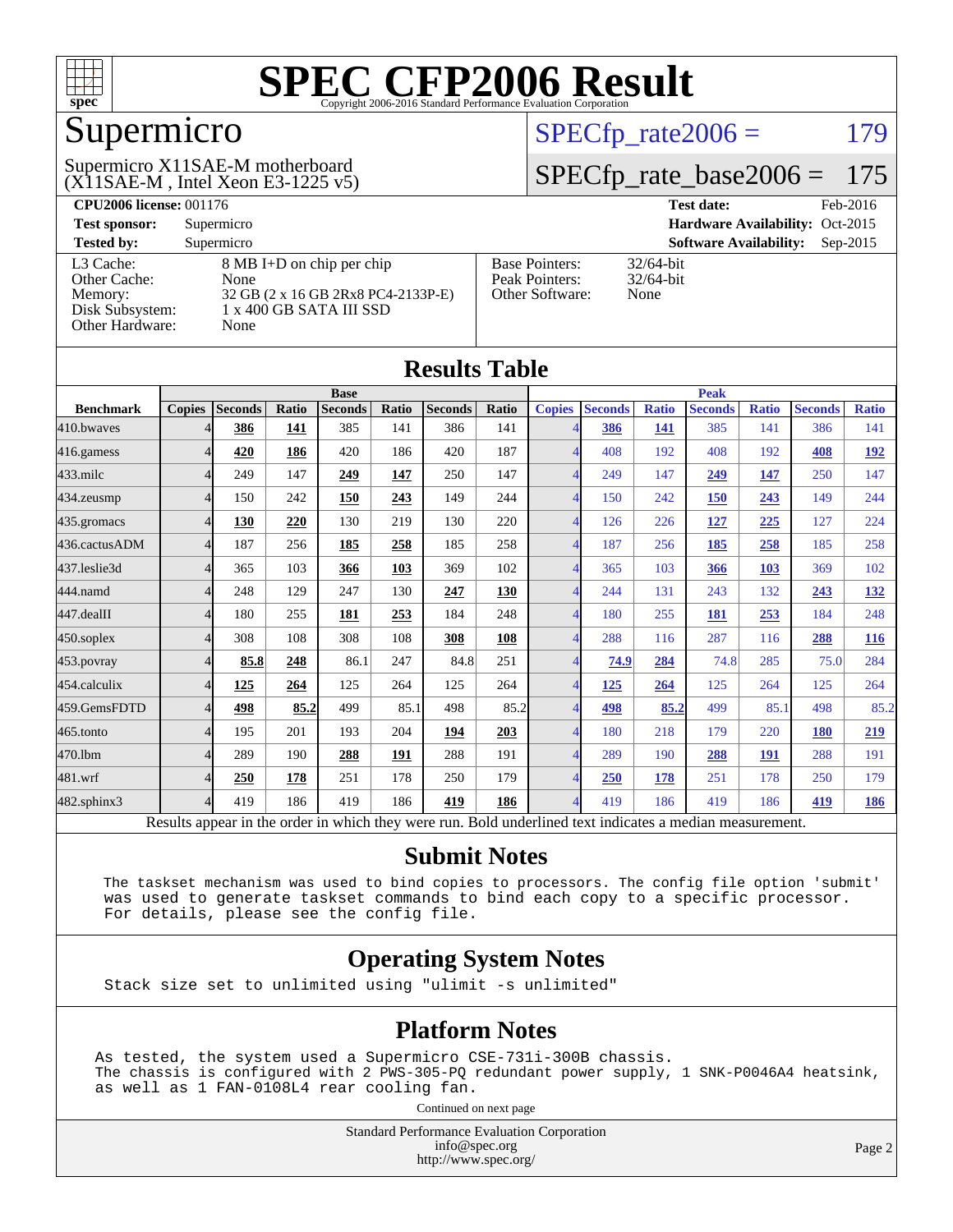# SPEC CFP2006 Result

Copyright 2006-2016 Standard Performance Evaluation Corporation

## Supermicro

Supermicro X11SAE-M motherboard
(X11SAE-M , Intel Xeon E3-1225 v5)

SPECfp_rate2006 = 179

SPECfp_rate_base2006 = 175

**CPU2006 license:** 001176

**Test sponsor:** Supermicro

**Tested by:** Supermicro

**Test date:** Feb-2016

**Hardware Availability:** Oct-2015

**Software Availability:** Sep-2015

| | |
|---|---|
| L3 Cache: | 8 MB I+D on chip per chip |
| Other Cache: | None |
| Memory: | 32 GB (2 x 16 GB 2Rx8 PC4-2133P-E) |
| Disk Subsystem: | 1 x 400 GB SATA III SSD |
| Other Hardware: | None |

| | |
|---|---|
| Base Pointers: | 32/64-bit |
| Peak Pointers: | 32/64-bit |
| Other Software: | None |

## Results Table

| | Base | | | | | | | Peak | | | | | | |
|---|---|---|---|---|---|---|---|---|---|---|---|---|---|---|
| **Benchmark** | **Copies** | **Seconds** | **Ratio** | **Seconds** | **Ratio** | **Seconds** | **Ratio** | **Copies** | **Seconds** | **Ratio** | **Seconds** | **Ratio** | **Seconds** | **Ratio** |
| 410.bwaves | 4 | **386** | **141** | 385 | 141 | 386 | 141 | 4 | **386** | **141** | 385 | 141 | 386 | 141 |
| 416.gamess | 4 | **420** | **186** | 420 | 186 | 420 | 187 | 4 | 408 | 192 | 408 | 192 | **408** | **192** |
| 433.milc | 4 | 249 | 147 | **249** | **147** | 250 | 147 | 4 | 249 | 147 | **249** | **147** | 250 | 147 |
| 434.zeusmp | 4 | 150 | 242 | **150** | **243** | 149 | 244 | 4 | 150 | 242 | **150** | **243** | 149 | 244 |
| 435.gromacs | 4 | **130** | **220** | 130 | 219 | 130 | 220 | 4 | 126 | 226 | **127** | **225** | 127 | 224 |
| 436.cactusADM | 4 | 187 | 256 | **185** | **258** | 185 | 258 | 4 | 187 | 256 | **185** | **258** | 185 | 258 |
| 437.leslie3d | 4 | 365 | 103 | **366** | **103** | 369 | 102 | 4 | 365 | 103 | **366** | **103** | 369 | 102 |
| 444.namd | 4 | 248 | 129 | 247 | 130 | **247** | **130** | 4 | 244 | 131 | 243 | 132 | **243** | **132** |
| 447.dealII | 4 | 180 | 255 | **181** | **253** | 184 | 248 | 4 | 180 | 255 | **181** | **253** | 184 | 248 |
| 450.soplex | 4 | 308 | 108 | 308 | 108 | **308** | **108** | 4 | 288 | 116 | 287 | 116 | **288** | **116** |
| 453.povray | 4 | **85.8** | **248** | 86.1 | 247 | 84.8 | 251 | 4 | **74.9** | **284** | 74.8 | 285 | 75.0 | 284 |
| 454.calculix | 4 | **125** | **264** | 125 | 264 | 125 | 264 | 4 | **125** | **264** | 125 | 264 | 125 | 264 |
| 459.GemsFDTD | 4 | **498** | **85.2** | 499 | 85.1 | 498 | 85.2 | 4 | **498** | **85.2** | 499 | 85.1 | 498 | 85.2 |
| 465.tonto | 4 | 195 | 201 | 193 | 204 | **194** | **203** | 4 | 180 | 218 | 179 | 220 | **180** | **219** |
| 470.lbm | 4 | 289 | 190 | **288** | **191** | 288 | 191 | 4 | 289 | 190 | **288** | **191** | 288 | 191 |
| 481.wrf | 4 | **250** | **178** | 251 | 178 | 250 | 179 | 4 | **250** | **178** | 251 | 178 | 250 | 179 |
| 482.sphinx3 | 4 | 419 | 186 | 419 | 186 | **419** | **186** | 4 | 419 | 186 | 419 | 186 | **419** | **186** |

Results appear in the order in which they were run. Bold underlined text indicates a median measurement.

## Submit Notes

```
The taskset mechanism was used to bind copies to processors. The config file option 'submit'
was used to generate taskset commands to bind each copy to a specific processor.
For details, please see the config file.
```

## Operating System Notes

```
Stack size set to unlimited using "ulimit -s unlimited"
```

## Platform Notes

```
As tested, the system used a Supermicro CSE-731i-300B chassis.
The chassis is configured with 2 PWS-305-PQ redundant power supply, 1 SNK-P0046A4 heatsink,
as well as 1 FAN-0108L4 rear cooling fan.
```

Continued on next page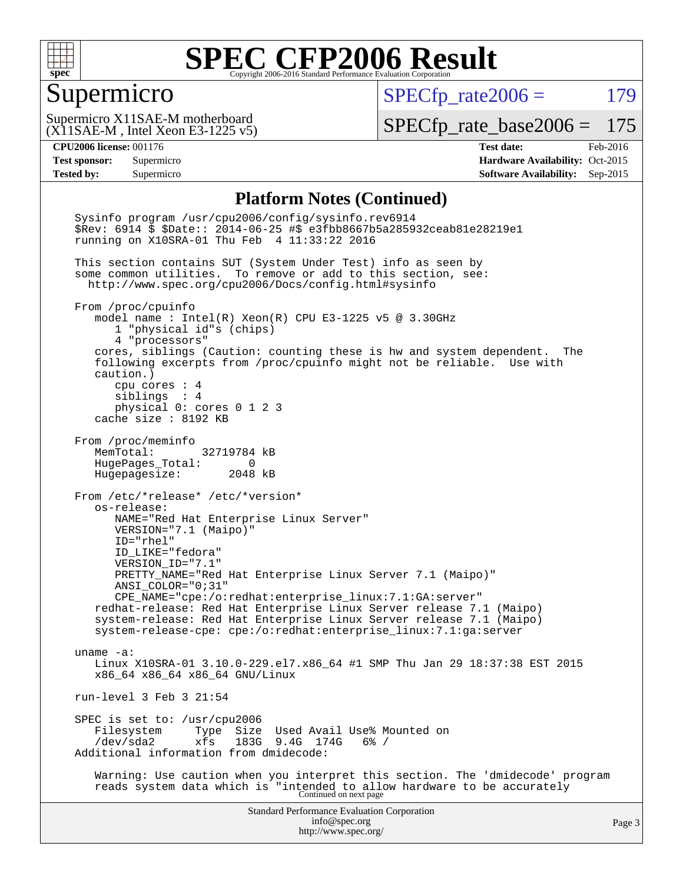## Platform Notes (Continued)

```
Sysinfo program /usr/cpu2006/config/sysinfo.rev6914
$Rev: 6914 $ $Date:: 2014-06-25 #$ e3fbb8667b5a285932ceab81e28219e1
running on X10SRA-01 Thu Feb  4 11:33:22 2016

This section contains SUT (System Under Test) info as seen by
some common utilities.  To remove or add to this section, see:
  http://www.spec.org/cpu2006/Docs/config.html#sysinfo

From /proc/cpuinfo
   model name : Intel(R) Xeon(R) CPU E3-1225 v5 @ 3.30GHz
      1 "physical id"s (chips)
      4 "processors"
   cores, siblings (Caution: counting these is hw and system dependent.  The
   following excerpts from /proc/cpuinfo might not be reliable.  Use with
   caution.)
      cpu cores : 4
      siblings  : 4
      physical 0: cores 0 1 2 3
   cache size : 8192 KB

From /proc/meminfo
   MemTotal:       32719784 kB
   HugePages_Total:       0
   Hugepagesize:       2048 kB

From /etc/*release* /etc/*version*
   os-release:
      NAME="Red Hat Enterprise Linux Server"
      VERSION="7.1 (Maipo)"
      ID="rhel"
      ID_LIKE="fedora"
      VERSION_ID="7.1"
      PRETTY_NAME="Red Hat Enterprise Linux Server 7.1 (Maipo)"
      ANSI_COLOR="0;31"
      CPE_NAME="cpe:/o:redhat:enterprise_linux:7.1:GA:server"
   redhat-release: Red Hat Enterprise Linux Server release 7.1 (Maipo)
   system-release: Red Hat Enterprise Linux Server release 7.1 (Maipo)
   system-release-cpe: cpe:/o:redhat:enterprise_linux:7.1:ga:server

uname -a:
   Linux X10SRA-01 3.10.0-229.el7.x86_64 #1 SMP Thu Jan 29 18:37:38 EST 2015
   x86_64 x86_64 x86_64 GNU/Linux

run-level 3 Feb 3 21:54

SPEC is set to: /usr/cpu2006
   Filesystem     Type  Size  Used Avail Use% Mounted on
   /dev/sda2      xfs   183G  9.4G  174G   6% /
Additional information from dmidecode:

   Warning: Use caution when you interpret this section. The 'dmidecode' program
   reads system data which is "intended to allow hardware to be accurately
```

Continued on next page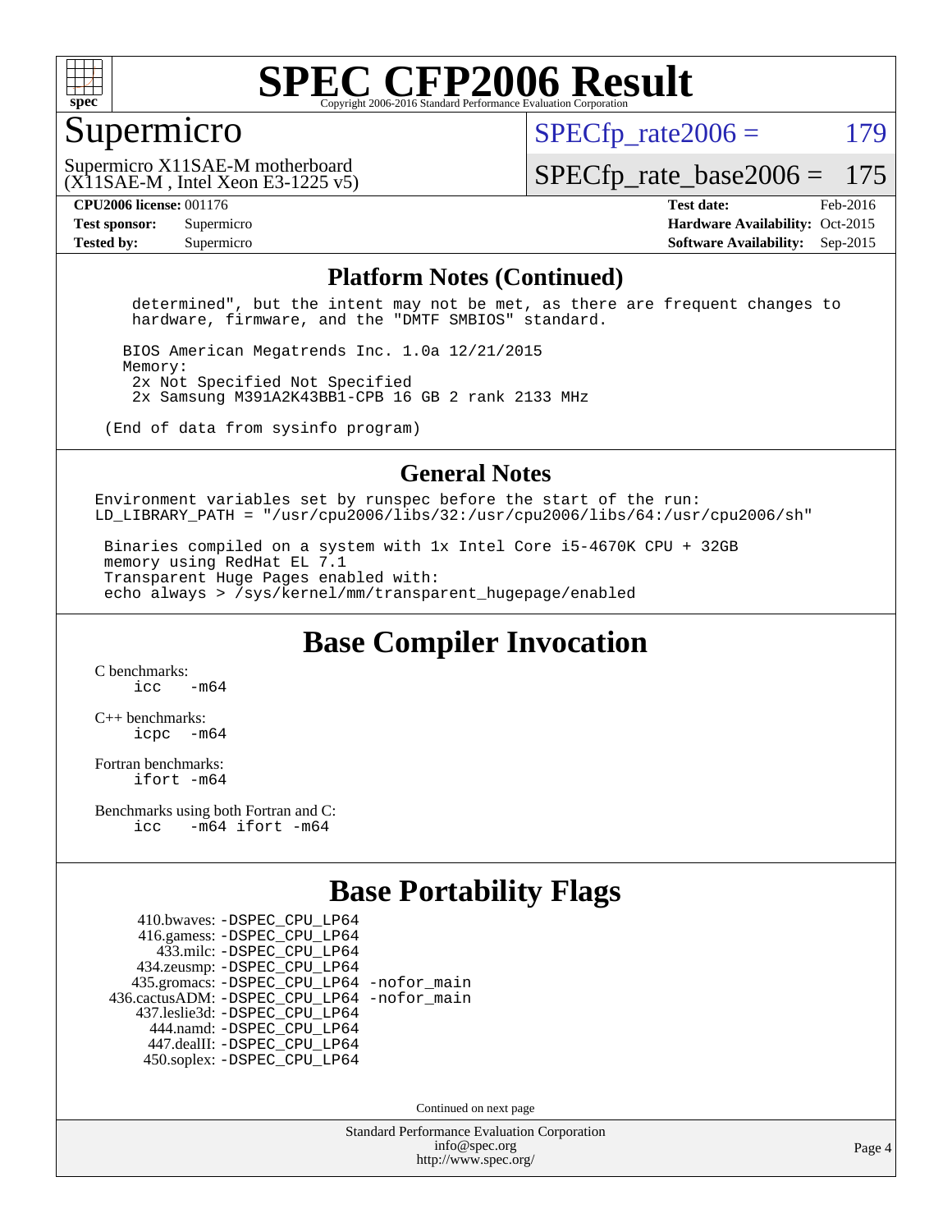# SPEC CFP2006 Result

Copyright 2006-2016 Standard Performance Evaluation Corporation

## Supermicro

Supermicro X11SAE-M motherboard (X11SAE-M , Intel Xeon E3-1225 v5)

SPECfp_rate2006 = 179

SPECfp_rate_base2006 = 175

**CPU2006 license:** 001176
**Test sponsor:** Supermicro
**Tested by:** Supermicro

**Test date:** Feb-2016
**Hardware Availability:** Oct-2015
**Software Availability:** Sep-2015

## Platform Notes (Continued)

```
   determined", but the intent may not be met, as there are frequent changes to
   hardware, firmware, and the "DMTF SMBIOS" standard.

  BIOS American Megatrends Inc. 1.0a 12/21/2015
  Memory:
   2x Not Specified Not Specified
   2x Samsung M391A2K43BB1-CPB 16 GB 2 rank 2133 MHz

(End of data from sysinfo program)
```

## General Notes

```
Environment variables set by runspec before the start of the run:
LD_LIBRARY_PATH = "/usr/cpu2006/libs/32:/usr/cpu2006/libs/64:/usr/cpu2006/sh"

 Binaries compiled on a system with 1x Intel Core i5-4670K CPU + 32GB
 memory using RedHat EL 7.1
 Transparent Huge Pages enabled with:
 echo always > /sys/kernel/mm/transparent_hugepage/enabled
```

## Base Compiler Invocation

C benchmarks:
    icc -m64

C++ benchmarks:
    icpc -m64

Fortran benchmarks:
    ifort -m64

Benchmarks using both Fortran and C:
    icc -m64 ifort -m64

## Base Portability Flags

```
     410.bwaves: -DSPEC_CPU_LP64
     416.gamess: -DSPEC_CPU_LP64
       433.milc: -DSPEC_CPU_LP64
     434.zeusmp: -DSPEC_CPU_LP64
    435.gromacs: -DSPEC_CPU_LP64 -nofor_main
 436.cactusADM: -DSPEC_CPU_LP64 -nofor_main
    437.leslie3d: -DSPEC_CPU_LP64
      444.namd: -DSPEC_CPU_LP64
     447.dealII: -DSPEC_CPU_LP64
     450.soplex: -DSPEC_CPU_LP64
```

Continued on next page

Standard Performance Evaluation Corporation
info@spec.org
http://www.spec.org/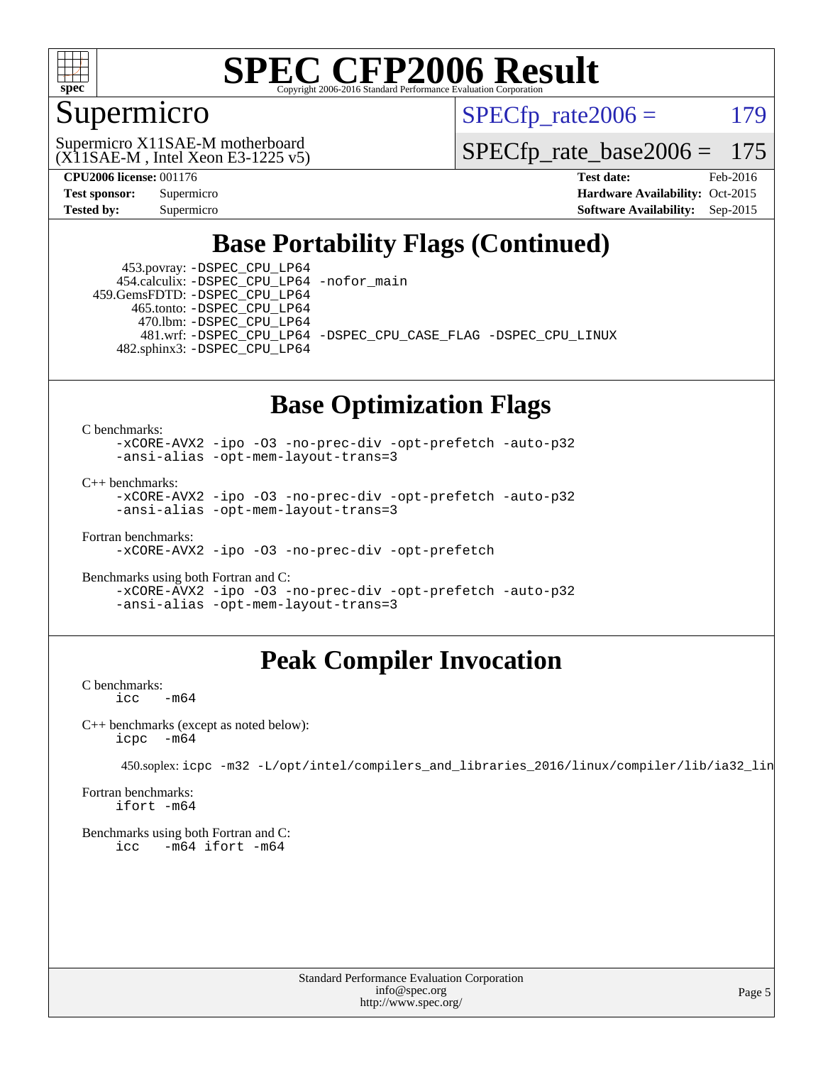# SPEC CFP2006 Result

Copyright 2006-2016 Standard Performance Evaluation Corporation

## Supermicro

Supermicro X11SAE-M motherboard (X11SAE-M , Intel Xeon E3-1225 v5)

SPECfp_rate2006 = 179

SPECfp_rate_base2006 = 175

**CPU2006 license:** 001176
**Test sponsor:** Supermicro
**Tested by:** Supermicro

**Test date:** Feb-2016
**Hardware Availability:** Oct-2015
**Software Availability:** Sep-2015

## Base Portability Flags (Continued)

453.povray: -DSPEC_CPU_LP64
454.calculix: -DSPEC_CPU_LP64 -nofor_main
459.GemsFDTD: -DSPEC_CPU_LP64
465.tonto: -DSPEC_CPU_LP64
470.lbm: -DSPEC_CPU_LP64
481.wrf: -DSPEC_CPU_LP64 -DSPEC_CPU_CASE_FLAG -DSPEC_CPU_LINUX
482.sphinx3: -DSPEC_CPU_LP64

## Base Optimization Flags

C benchmarks:
```
-xCORE-AVX2 -ipo -O3 -no-prec-div -opt-prefetch -auto-p32
-ansi-alias -opt-mem-layout-trans=3
```

C++ benchmarks:
```
-xCORE-AVX2 -ipo -O3 -no-prec-div -opt-prefetch -auto-p32
-ansi-alias -opt-mem-layout-trans=3
```

Fortran benchmarks:
```
-xCORE-AVX2 -ipo -O3 -no-prec-div -opt-prefetch
```

Benchmarks using both Fortran and C:
```
-xCORE-AVX2 -ipo -O3 -no-prec-div -opt-prefetch -auto-p32
-ansi-alias -opt-mem-layout-trans=3
```

## Peak Compiler Invocation

C benchmarks:
```
icc   -m64
```

C++ benchmarks (except as noted below):
```
icpc  -m64
```

450.soplex: icpc -m32 -L/opt/intel/compilers_and_libraries_2016/linux/compiler/lib/ia32_lin

Fortran benchmarks:
```
ifort -m64
```

Benchmarks using both Fortran and C:
```
icc   -m64 ifort -m64
```

Standard Performance Evaluation Corporation
info@spec.org
http://www.spec.org/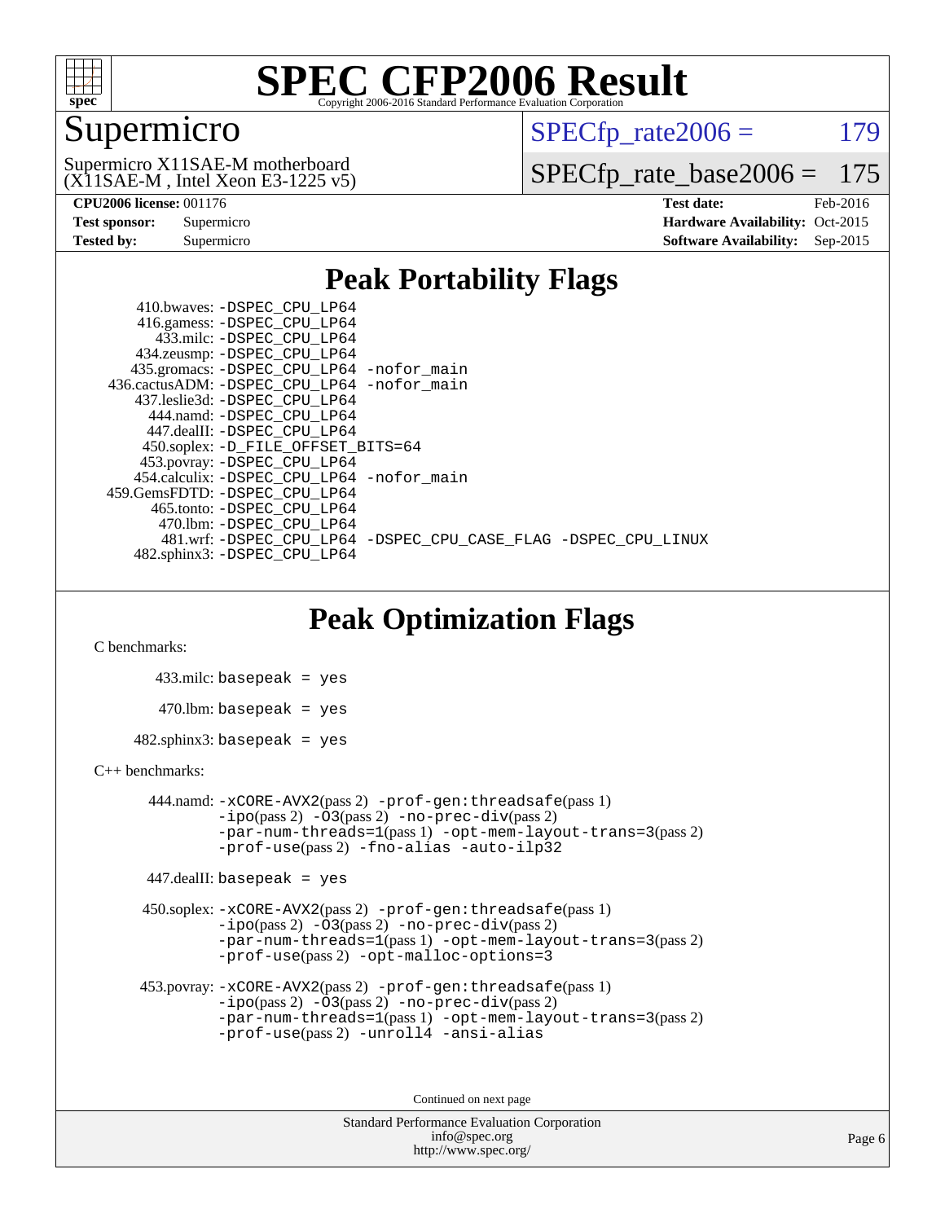# SPEC CFP2006 Result

Copyright 2006-2016 Standard Performance Evaluation Corporation

## Supermicro

Supermicro X11SAE-M motherboard
(X11SAE-M , Intel Xeon E3-1225 v5)

SPECfp_rate2006 = 179

SPECfp_rate_base2006 = 175

| | | | |
|---|---|---|---|
| **CPU2006 license:** | 001176 | **Test date:** | Feb-2016 |
| **Test sponsor:** | Supermicro | **Hardware Availability:** | Oct-2015 |
| **Tested by:** | Supermicro | **Software Availability:** | Sep-2015 |

## Peak Portability Flags

410.bwaves: -DSPEC_CPU_LP64
416.gamess: -DSPEC_CPU_LP64
433.milc: -DSPEC_CPU_LP64
434.zeusmp: -DSPEC_CPU_LP64
435.gromacs: -DSPEC_CPU_LP64 -nofor_main
436.cactusADM: -DSPEC_CPU_LP64 -nofor_main
437.leslie3d: -DSPEC_CPU_LP64
444.namd: -DSPEC_CPU_LP64
447.dealII: -DSPEC_CPU_LP64
450.soplex: -D_FILE_OFFSET_BITS=64
453.povray: -DSPEC_CPU_LP64
454.calculix: -DSPEC_CPU_LP64 -nofor_main
459.GemsFDTD: -DSPEC_CPU_LP64
465.tonto: -DSPEC_CPU_LP64
470.lbm: -DSPEC_CPU_LP64
481.wrf: -DSPEC_CPU_LP64 -DSPEC_CPU_CASE_FLAG -DSPEC_CPU_LINUX
482.sphinx3: -DSPEC_CPU_LP64

## Peak Optimization Flags

C benchmarks:

433.milc: basepeak = yes

470.lbm: basepeak = yes

482.sphinx3: basepeak = yes

C++ benchmarks:

444.namd: -xCORE-AVX2(pass 2) -prof-gen:threadsafe(pass 1) -ipo(pass 2) -O3(pass 2) -no-prec-div(pass 2) -par-num-threads=1(pass 1) -opt-mem-layout-trans=3(pass 2) -prof-use(pass 2) -fno-alias -auto-ilp32

447.dealII: basepeak = yes

450.soplex: -xCORE-AVX2(pass 2) -prof-gen:threadsafe(pass 1) -ipo(pass 2) -O3(pass 2) -no-prec-div(pass 2) -par-num-threads=1(pass 1) -opt-mem-layout-trans=3(pass 2) -prof-use(pass 2) -opt-malloc-options=3

453.povray: -xCORE-AVX2(pass 2) -prof-gen:threadsafe(pass 1) -ipo(pass 2) -O3(pass 2) -no-prec-div(pass 2) -par-num-threads=1(pass 1) -opt-mem-layout-trans=3(pass 2) -prof-use(pass 2) -unroll4 -ansi-alias

Continued on next page

Standard Performance Evaluation Corporation
info@spec.org
http://www.spec.org/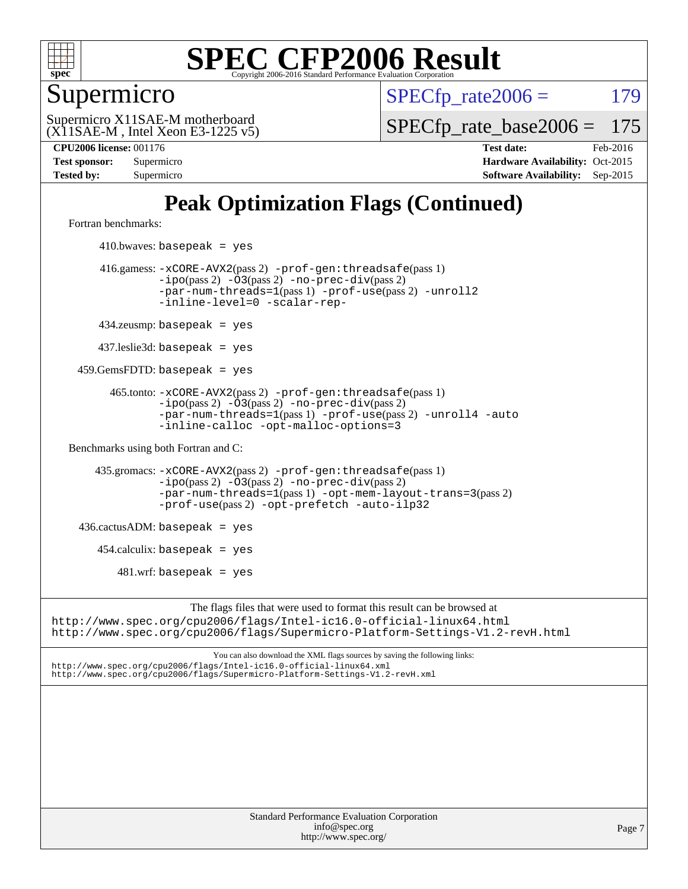# Peak Optimization Flags (Continued)

Fortran benchmarks:

410.bwaves: `basepeak = yes`

416.gamess: `-xCORE-AVX2`(pass 2) `-prof-gen:threadsafe`(pass 1) `-ipo`(pass 2) `-O3`(pass 2) `-no-prec-div`(pass 2) `-par-num-threads=1`(pass 1) `-prof-use`(pass 2) `-unroll2` `-inline-level=0` `-scalar-rep-`

434.zeusmp: `basepeak = yes`

437.leslie3d: `basepeak = yes`

459.GemsFDTD: `basepeak = yes`

465.tonto: `-xCORE-AVX2`(pass 2) `-prof-gen:threadsafe`(pass 1) `-ipo`(pass 2) `-O3`(pass 2) `-no-prec-div`(pass 2) `-par-num-threads=1`(pass 1) `-prof-use`(pass 2) `-unroll4` `-auto` `-inline-calloc` `-opt-malloc-options=3`

Benchmarks using both Fortran and C:

435.gromacs: `-xCORE-AVX2`(pass 2) `-prof-gen:threadsafe`(pass 1) `-ipo`(pass 2) `-O3`(pass 2) `-no-prec-div`(pass 2) `-par-num-threads=1`(pass 1) `-opt-mem-layout-trans=3`(pass 2) `-prof-use`(pass 2) `-opt-prefetch` `-auto-ilp32`

436.cactusADM: `basepeak = yes`

454.calculix: `basepeak = yes`

481.wrf: `basepeak = yes`

The flags files that were used to format this result can be browsed at

http://www.spec.org/cpu2006/flags/Intel-ic16.0-official-linux64.html
http://www.spec.org/cpu2006/flags/Supermicro-Platform-Settings-V1.2-revH.html

You can also download the XML flags sources by saving the following links:

http://www.spec.org/cpu2006/flags/Intel-ic16.0-official-linux64.xml
http://www.spec.org/cpu2006/flags/Supermicro-Platform-Settings-V1.2-revH.xml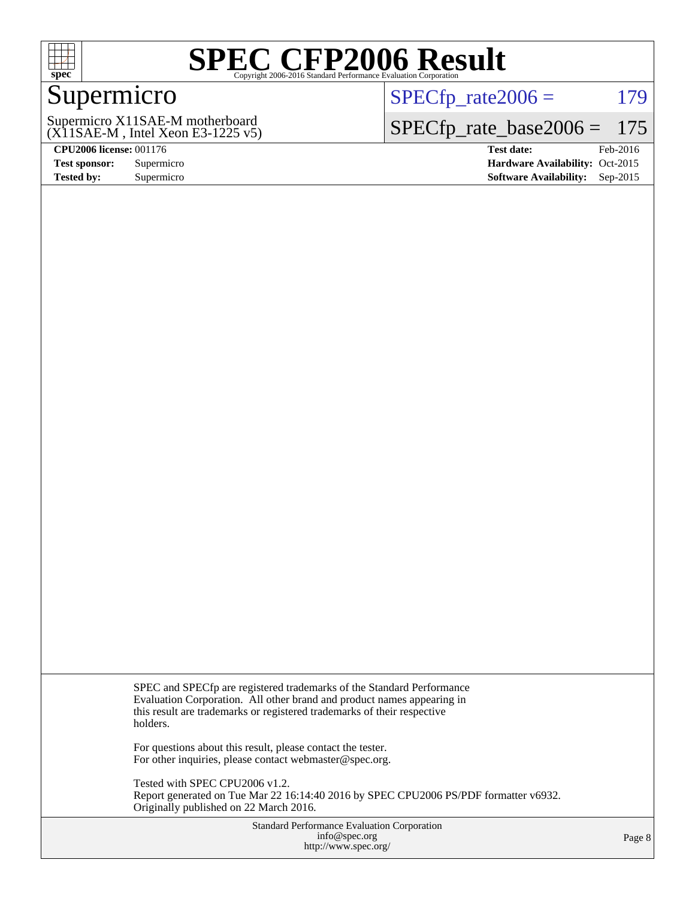SPEC and SPECfp are registered trademarks of the Standard Performance Evaluation Corporation. All other brand and product names appearing in this result are trademarks or registered trademarks of their respective holders.

For questions about this result, please contact the tester.
For other inquiries, please contact webmaster@spec.org.

Tested with SPEC CPU2006 v1.2.
Report generated on Tue Mar 22 16:14:40 2016 by SPEC CPU2006 PS/PDF formatter v6932.
Originally published on 22 March 2016.